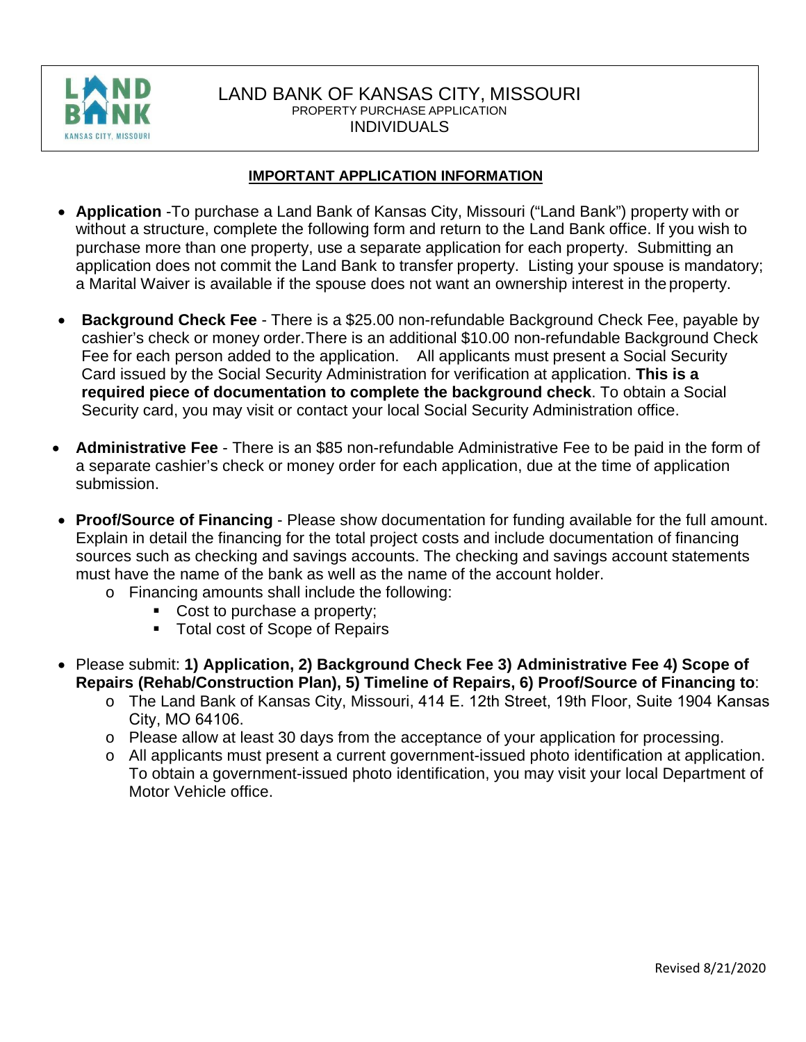# LAND BANK OF KANSAS CITY, MISSOURI

PROPERTY PURCHASE APPLICATION

INDIVIDUALS

## IMPORTANT APPLICATION INFORMATION

- **Application** -To purchase a Land Bank of Kansas City, Missouri ("Land Bank") property with or without a structure, complete the following form and return to the Land Bank office. If you wish to purchase more than one property, use a separate application for each property. Submitting an application does not commit the Land Bank to transfer property. Listing your spouse is mandatory; a Marital Waiver is available if the spouse does not want an ownership interest in the property.

- **Background Check Fee** - There is a $25.00 non-refundable Background Check Fee, payable by cashier's check or money order. There is an additional $10.00 non-refundable Background Check Fee for each person added to the application. All applicants must present a Social Security Card issued by the Social Security Administration for verification at application. **This is a required piece of documentation to complete the background check**. To obtain a Social Security card, you may visit or contact your local Social Security Administration office.

- **Administrative Fee** - There is an $85 non-refundable Administrative Fee to be paid in the form of a separate cashier's check or money order for each application, due at the time of application submission.

- **Proof/Source of Financing** - Please show documentation for funding available for the full amount. Explain in detail the financing for the total project costs and include documentation of financing sources such as checking and savings accounts. The checking and savings account statements must have the name of the bank as well as the name of the account holder.
  - Financing amounts shall include the following:
    - Cost to purchase a property;
    - Total cost of Scope of Repairs

- Please submit: **1) Application, 2) Background Check Fee 3) Administrative Fee 4) Scope of Repairs (Rehab/Construction Plan), 5) Timeline of Repairs, 6) Proof/Source of Financing to**:
  - The Land Bank of Kansas City, Missouri, 414 E. 12th Street, 19th Floor, Suite 1904 Kansas City, MO 64106.
  - Please allow at least 30 days from the acceptance of your application for processing.
  - All applicants must present a current government-issued photo identification at application. To obtain a government-issued photo identification, you may visit your local Department of Motor Vehicle office.

Revised 8/21/2020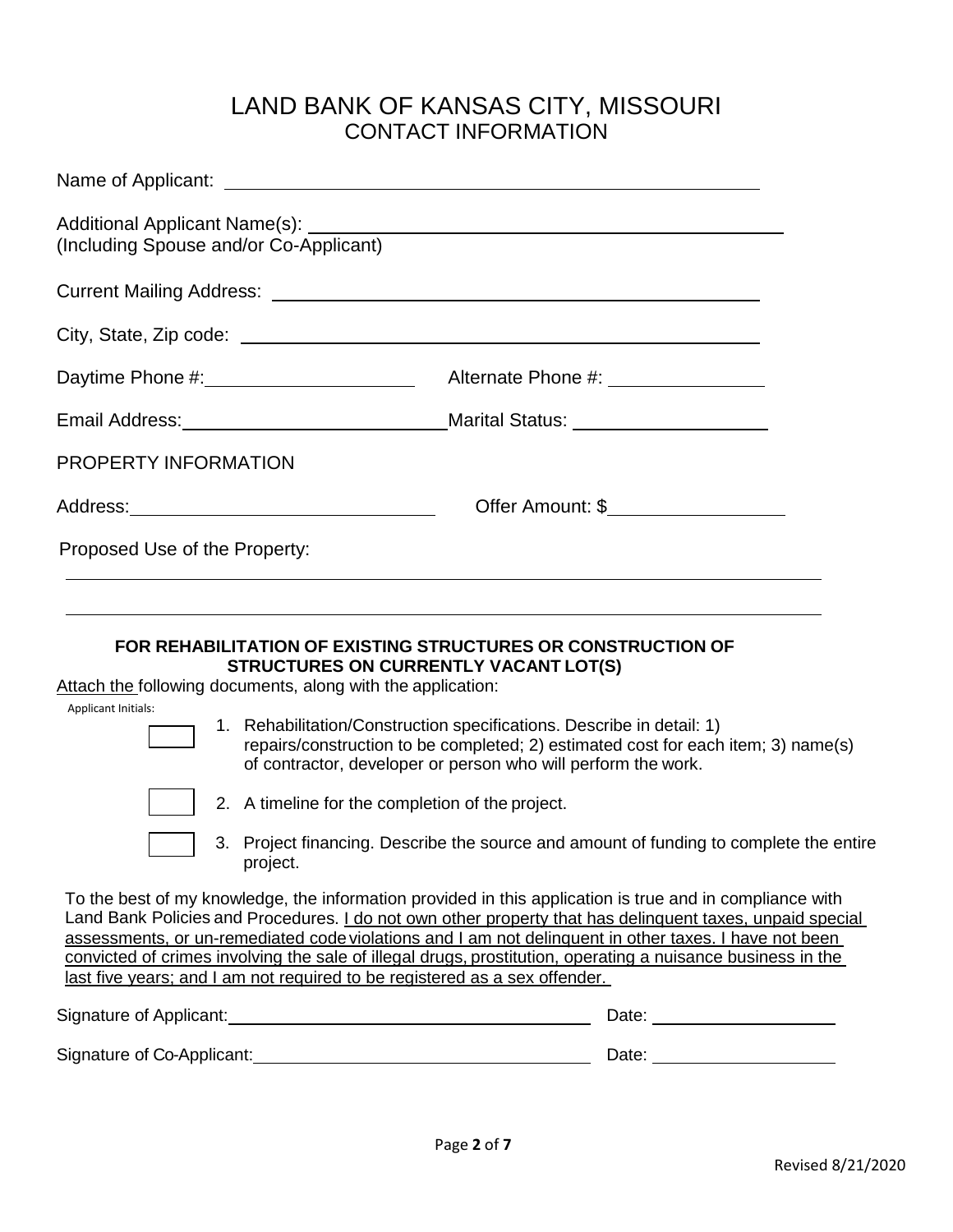# LAND BANK OF KANSAS CITY, MISSOURI
## CONTACT INFORMATION

Name of Applicant: ______________________________

Additional Applicant Name(s): ______________________________
(Including Spouse and/or Co-Applicant)

Current Mailing Address: ______________________________

City, State, Zip code: ______________________________

Daytime Phone #: ____________________ Alternate Phone #: ____________________

Email Address: ____________________ Marital Status: ____________________

PROPERTY INFORMATION

Address: ____________________ Offer Amount: $____________________

Proposed Use of the Property:

______________________________________________________________

______________________________________________________________

**FOR REHABILITATION OF EXISTING STRUCTURES OR CONSTRUCTION OF STRUCTURES ON CURRENTLY VACANT LOT(S)**

Attach the following documents, along with the application:

Applicant Initials:

☐ 1. Rehabilitation/Construction specifications. Describe in detail: 1) repairs/construction to be completed; 2) estimated cost for each item; 3) name(s) of contractor, developer or person who will perform the work.

☐ 2. A timeline for the completion of the project.

☐ 3. Project financing. Describe the source and amount of funding to complete the entire project.

To the best of my knowledge, the information provided in this application is true and in compliance with Land Bank Policies and Procedures. I do not own other property that has delinquent taxes, unpaid special assessments, or un-remediated code violations and I am not delinquent in other taxes. I have not been convicted of crimes involving the sale of illegal drugs, prostitution, operating a nuisance business in the last five years; and I am not required to be registered as a sex offender.

Signature of Applicant: ______________________________ Date: ____________________

Signature of Co-Applicant: ______________________________ Date: ____________________

Revised 8/21/2020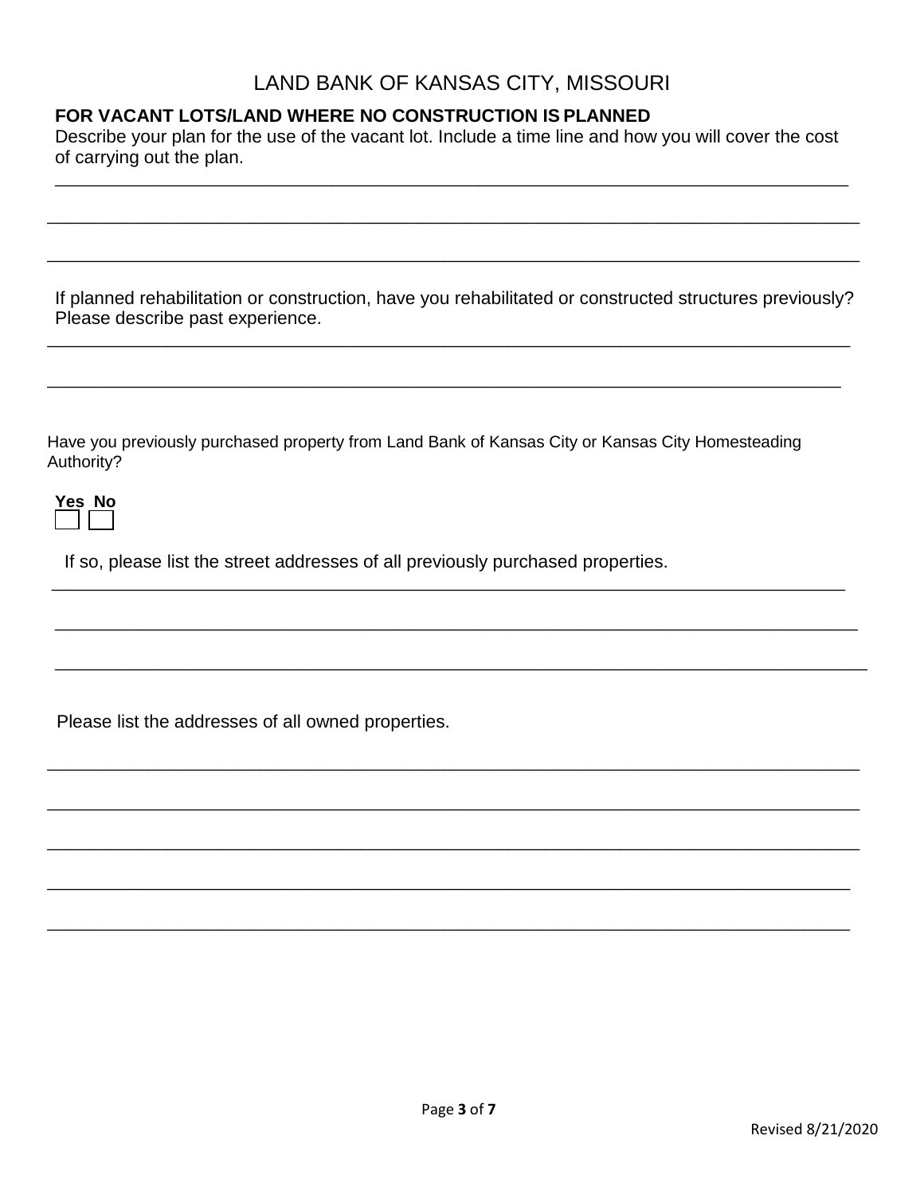# LAND BANK OF KANSAS CITY, MISSOURI

**FOR VACANT LOTS/LAND WHERE NO CONSTRUCTION IS PLANNED**

Describe your plan for the use of the vacant lot. Include a time line and how you will cover the cost of carrying out the plan.

______________________________________________________________________________

______________________________________________________________________________

______________________________________________________________________________

If planned rehabilitation or construction, have you rehabilitated or constructed structures previously? Please describe past experience.

______________________________________________________________________________

______________________________________________________________________________

Have you previously purchased property from Land Bank of Kansas City or Kansas City Homesteading Authority?

**Yes** ☐ **No** ☐

If so, please list the street addresses of all previously purchased properties.

______________________________________________________________________________

______________________________________________________________________________

______________________________________________________________________________

Please list the addresses of all owned properties.

______________________________________________________________________________

______________________________________________________________________________

______________________________________________________________________________

______________________________________________________________________________

______________________________________________________________________________

Revised 8/21/2020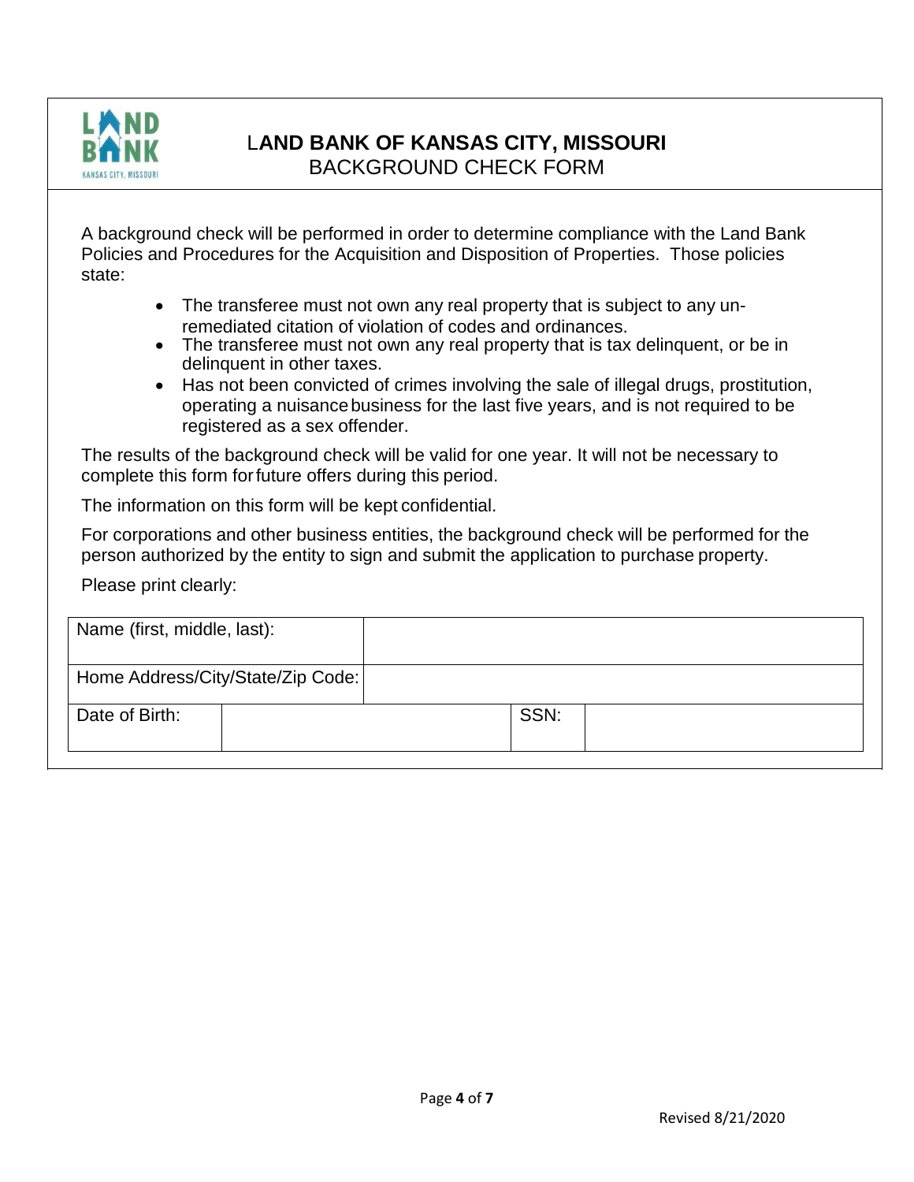# LAND BANK OF KANSAS CITY, MISSOURI

## BACKGROUND CHECK FORM

A background check will be performed in order to determine compliance with the Land Bank Policies and Procedures for the Acquisition and Disposition of Properties. Those policies state:

- The transferee must not own any real property that is subject to any un-remediated citation of violation of codes and ordinances.
- The transferee must not own any real property that is tax delinquent, or be in delinquent in other taxes.
- Has not been convicted of crimes involving the sale of illegal drugs, prostitution, operating a nuisance business for the last five years, and is not required to be registered as a sex offender.

The results of the background check will be valid for one year. It will not be necessary to complete this form for future offers during this period.

The information on this form will be kept confidential.

For corporations and other business entities, the background check will be performed for the person authorized by the entity to sign and submit the application to purchase property.

Please print clearly:

| Name (first, middle, last): | | | |
|---|---|---|---|
| Home Address/City/State/Zip Code: | | | |
| Date of Birth: | | SSN: | |

Revised 8/21/2020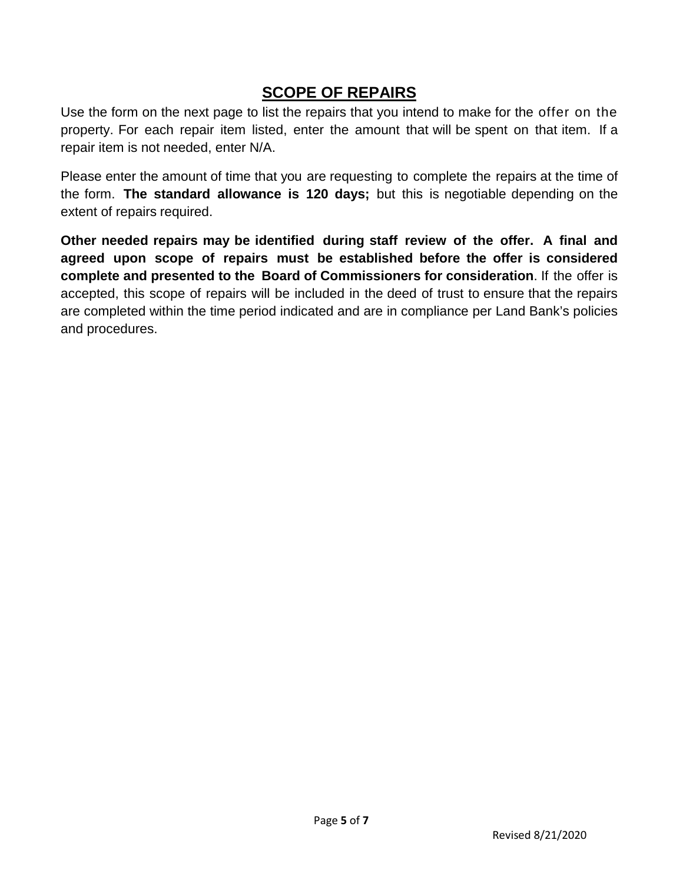# SCOPE OF REPAIRS

Use the form on the next page to list the repairs that you intend to make for the offer on the property. For each repair item listed, enter the amount that will be spent on that item. If a repair item is not needed, enter N/A.

Please enter the amount of time that you are requesting to complete the repairs at the time of the form. **The standard allowance is 120 days;** but this is negotiable depending on the extent of repairs required.

**Other needed repairs may be identified during staff review of the offer. A final and agreed upon scope of repairs must be established before the offer is considered complete and presented to the Board of Commissioners for consideration**. If the offer is accepted, this scope of repairs will be included in the deed of trust to ensure that the repairs are completed within the time period indicated and are in compliance per Land Bank's policies and procedures.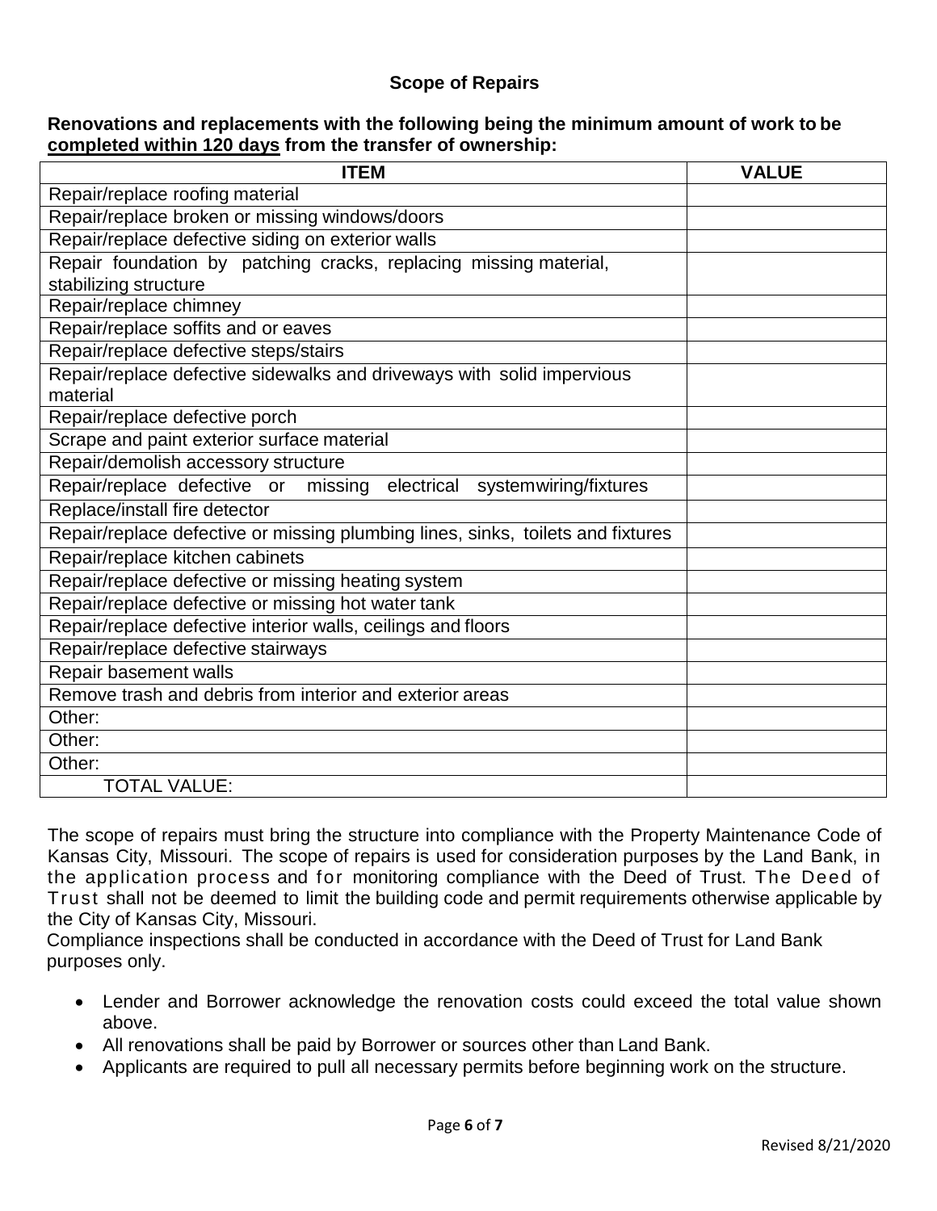## Scope of Repairs

**Renovations and replacements with the following being the minimum amount of work to be completed within 120 days from the transfer of ownership:**

| ITEM | VALUE |
|---|---|
| Repair/replace roofing material | |
| Repair/replace broken or missing windows/doors | |
| Repair/replace defective siding on exterior walls | |
| Repair foundation by patching cracks, replacing missing material, stabilizing structure | |
| Repair/replace chimney | |
| Repair/replace soffits and or eaves | |
| Repair/replace defective steps/stairs | |
| Repair/replace defective sidewalks and driveways with solid impervious material | |
| Repair/replace defective porch | |
| Scrape and paint exterior surface material | |
| Repair/demolish accessory structure | |
| Repair/replace defective or missing electrical systemwiring/fixtures | |
| Replace/install fire detector | |
| Repair/replace defective or missing plumbing lines, sinks, toilets and fixtures | |
| Repair/replace kitchen cabinets | |
| Repair/replace defective or missing heating system | |
| Repair/replace defective or missing hot water tank | |
| Repair/replace defective interior walls, ceilings and floors | |
| Repair/replace defective stairways | |
| Repair basement walls | |
| Remove trash and debris from interior and exterior areas | |
| Other: | |
| Other: | |
| Other: | |
| TOTAL VALUE: | |

The scope of repairs must bring the structure into compliance with the Property Maintenance Code of Kansas City, Missouri. The scope of repairs is used for consideration purposes by the Land Bank, in the application process and for monitoring compliance with the Deed of Trust. The Deed of Trust shall not be deemed to limit the building code and permit requirements otherwise applicable by the City of Kansas City, Missouri.

Compliance inspections shall be conducted in accordance with the Deed of Trust for Land Bank purposes only.

- Lender and Borrower acknowledge the renovation costs could exceed the total value shown above.
- All renovations shall be paid by Borrower or sources other than Land Bank.
- Applicants are required to pull all necessary permits before beginning work on the structure.

Revised 8/21/2020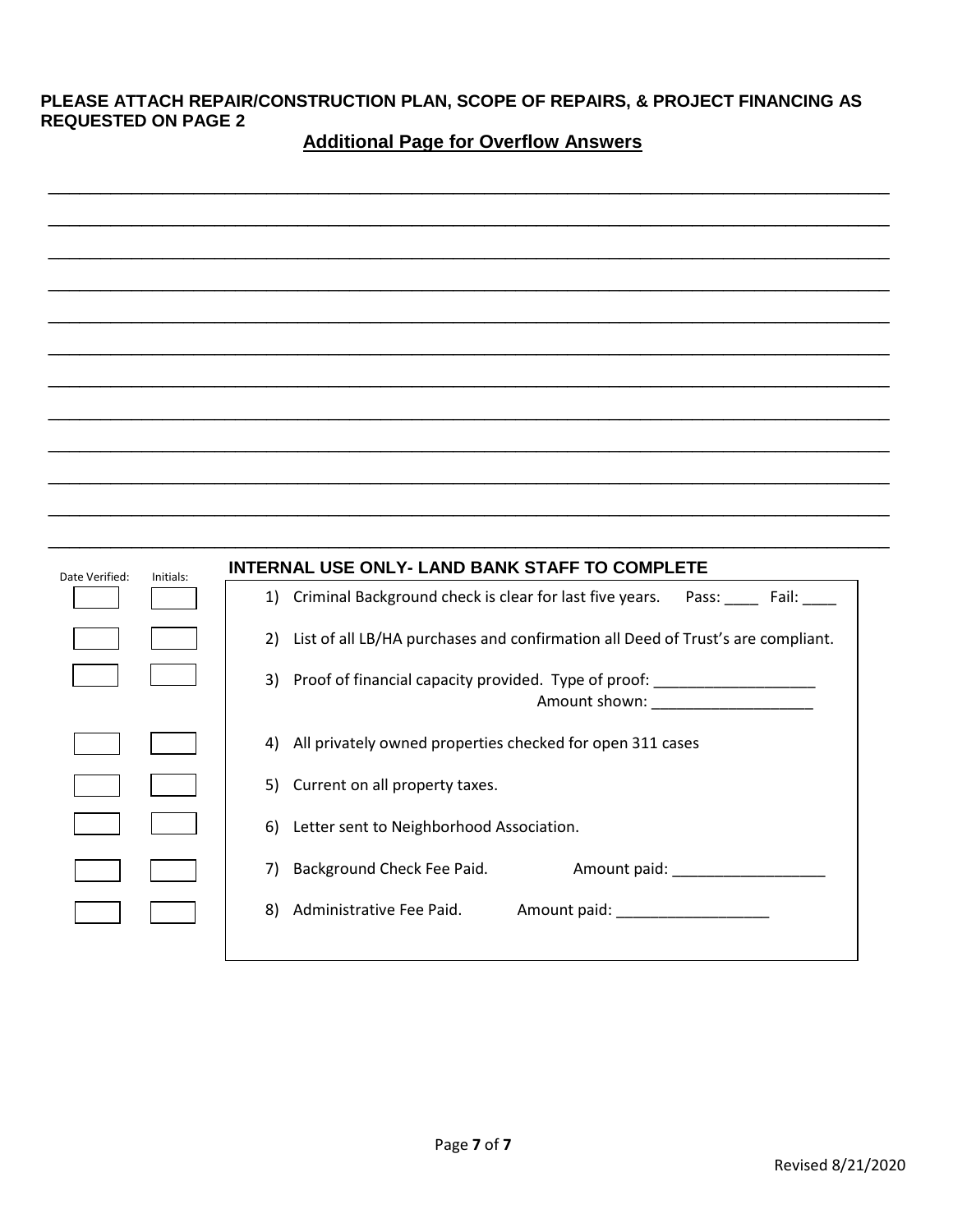**PLEASE ATTACH REPAIR/CONSTRUCTION PLAN, SCOPE OF REPAIRS, & PROJECT FINANCING AS REQUESTED ON PAGE 2**

## Additional Page for Overflow Answers

______________________________________________________________________________

______________________________________________________________________________

______________________________________________________________________________

______________________________________________________________________________

______________________________________________________________________________

______________________________________________________________________________

______________________________________________________________________________

______________________________________________________________________________

______________________________________________________________________________

______________________________________________________________________________

______________________________________________________________________________

______________________________________________________________________________

### INTERNAL USE ONLY- LAND BANK STAFF TO COMPLETE

| Date Verified: | Initials: | |
|---|---|---|
| | | 1) Criminal Background check is clear for last five years. Pass: ____ Fail: ____ |
| | | 2) List of all LB/HA purchases and confirmation all Deed of Trust's are compliant. |
| | | 3) Proof of financial capacity provided. Type of proof: ___________________ Amount shown: ___________________ |
| | | 4) All privately owned properties checked for open 311 cases |
| | | 5) Current on all property taxes. |
| | | 6) Letter sent to Neighborhood Association. |
| | | 7) Background Check Fee Paid. Amount paid: __________________ |
| | | 8) Administrative Fee Paid. Amount paid: __________________ |

Revised 8/21/2020